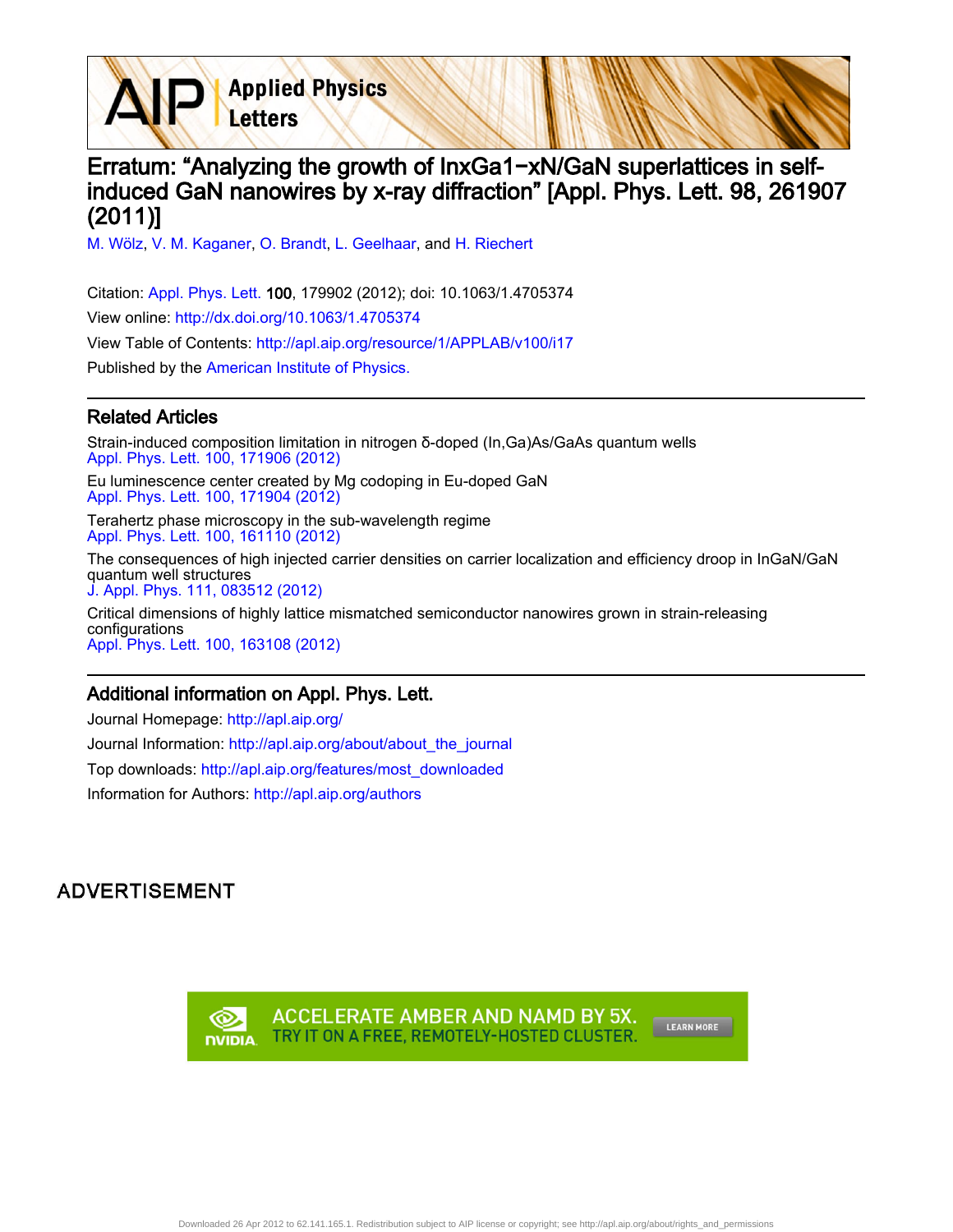# Erratum: "Analyzing the growth of InxGa1−xN/GaN superlattices in self-induced GaN nanowires by x-ray diffraction" [Appl. Phys. Lett. 98, 261907 (2011)]

M. Wölz, V. M. Kaganer, O. Brandt, L. Geelhaar, and H. Riechert

Citation: Appl. Phys. Lett. **100**, 179902 (2012); doi: 10.1063/1.4705374

View online: http://dx.doi.org/10.1063/1.4705374

View Table of Contents: http://apl.aip.org/resource/1/APPLAB/v100/i17

Published by the American Institute of Physics.

## Related Articles

Strain-induced composition limitation in nitrogen δ-doped (In,Ga)As/GaAs quantum wells
Appl. Phys. Lett. 100, 171906 (2012)

Eu luminescence center created by Mg codoping in Eu-doped GaN
Appl. Phys. Lett. 100, 171904 (2012)

Terahertz phase microscopy in the sub-wavelength regime
Appl. Phys. Lett. 100, 161110 (2012)

The consequences of high injected carrier densities on carrier localization and efficiency droop in InGaN/GaN quantum well structures
J. Appl. Phys. 111, 083512 (2012)

Critical dimensions of highly lattice mismatched semiconductor nanowires grown in strain-releasing configurations
Appl. Phys. Lett. 100, 163108 (2012)

## Additional information on Appl. Phys. Lett.

Journal Homepage: http://apl.aip.org/

Journal Information: http://apl.aip.org/about/about_the_journal

Top downloads: http://apl.aip.org/features/most_downloaded

Information for Authors: http://apl.aip.org/authors

ADVERTISEMENT

ACCELERATE AMBER AND NAMD BY 5X. TRY IT ON A FREE, REMOTELY-HOSTED CLUSTER. LEARN MORE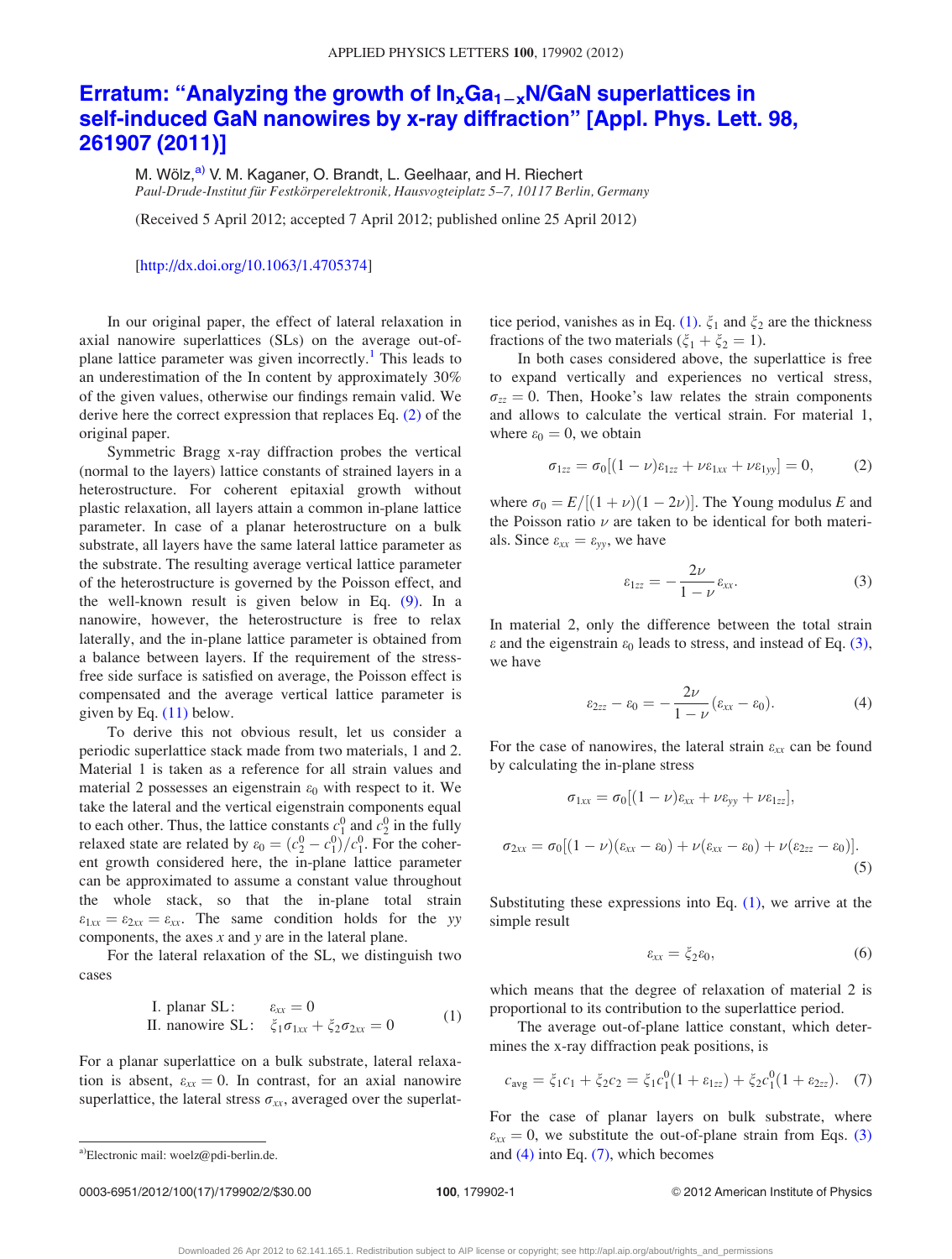# Erratum: "Analyzing the growth of $In_xGa_{1-x}N$/GaN superlattices in self-induced GaN nanowires by x-ray diffraction" [Appl. Phys. Lett. 98, 261907 (2011)]

M. Wölz,[a)] V. M. Kaganer, O. Brandt, L. Geelhaar, and H. Riechert

*Paul-Drude-Institut für Festkörperelektronik, Hausvogteiplatz 5–7, 10117 Berlin, Germany*

(Received 5 April 2012; accepted 7 April 2012; published online 25 April 2012)

[http://dx.doi.org/10.1063/1.4705374]

In our original paper, the effect of lateral relaxation in axial nanowire superlattices (SLs) on the average out-of-plane lattice parameter was given incorrectly.[1] This leads to an underestimation of the In content by approximately 30% of the given values, otherwise our findings remain valid. We derive here the correct expression that replaces Eq. (2) of the original paper.

Symmetric Bragg x-ray diffraction probes the vertical (normal to the layers) lattice constants of strained layers in a heterostructure. For coherent epitaxial growth without plastic relaxation, all layers attain a common in-plane lattice parameter. In case of a planar heterostructure on a bulk substrate, all layers have the same lateral lattice parameter as the substrate. The resulting average vertical lattice parameter of the heterostructure is governed by the Poisson effect, and the well-known result is given below in Eq. (9). In a nanowire, however, the heterostructure is free to relax laterally, and the in-plane lattice parameter is obtained from a balance between layers. If the requirement of the stress-free side surface is satisfied on average, the Poisson effect is compensated and the average vertical lattice parameter is given by Eq. (11) below.

To derive this not obvious result, let us consider a periodic superlattice stack made from two materials, 1 and 2. Material 1 is taken as a reference for all strain values and material 2 possesses an eigenstrain $\varepsilon_0$ with respect to it. We take the lateral and the vertical eigenstrain components equal to each other. Thus, the lattice constants $c_1^0$ and $c_2^0$ in the fully relaxed state are related by $\varepsilon_0 = (c_2^0 - c_1^0)/c_1^0$. For the coherent growth considered here, the in-plane lattice parameter can be approximated to assume a constant value throughout the whole stack, so that the in-plane total strain $\varepsilon_{1xx} = \varepsilon_{2xx} = \varepsilon_{xx}$. The same condition holds for the $yy$ components, the axes $x$ and $y$ are in the lateral plane.

For the lateral relaxation of the SL, we distinguish two cases

$$\begin{aligned} &\text{I. planar SL:} \quad && \varepsilon_{xx} = 0 \\ &\text{II. nanowire SL:} \quad && \xi_1 \sigma_{1xx} + \xi_2 \sigma_{2xx} = 0 \end{aligned} \tag{1}$$

For a planar superlattice on a bulk substrate, lateral relaxation is absent, $\varepsilon_{xx} = 0$. In contrast, for an axial nanowire superlattice, the lateral stress $\sigma_{xx}$, averaged over the superlattice period, vanishes as in Eq. (1). $\xi_1$ and $\xi_2$ are the thickness fractions of the two materials ($\xi_1 + \xi_2 = 1$).

In both cases considered above, the superlattice is free to expand vertically and experiences no vertical stress, $\sigma_{zz} = 0$. Then, Hooke's law relates the strain components and allows to calculate the vertical strain. For material 1, where $\varepsilon_0 = 0$, we obtain

$$\sigma_{1zz} = \sigma_0[(1-\nu)\varepsilon_{1zz} + \nu\varepsilon_{1xx} + \nu\varepsilon_{1yy}] = 0, \tag{2}$$

where $\sigma_0 = E/[(1+\nu)(1-2\nu)]$. The Young modulus $E$ and the Poisson ratio $\nu$ are taken to be identical for both materials. Since $\varepsilon_{xx} = \varepsilon_{yy}$, we have

$$\varepsilon_{1zz} = -\frac{2\nu}{1-\nu}\varepsilon_{xx}. \tag{3}$$

In material 2, only the difference between the total strain $\varepsilon$ and the eigenstrain $\varepsilon_0$ leads to stress, and instead of Eq. (3), we have

$$\varepsilon_{2zz} - \varepsilon_0 = -\frac{2\nu}{1-\nu}(\varepsilon_{xx} - \varepsilon_0). \tag{4}$$

For the case of nanowires, the lateral strain $\varepsilon_{xx}$ can be found by calculating the in-plane stress

$$\sigma_{1xx} = \sigma_0[(1-\nu)\varepsilon_{xx} + \nu\varepsilon_{yy} + \nu\varepsilon_{1zz}],$$

$$\sigma_{2xx} = \sigma_0[(1-\nu)(\varepsilon_{xx} - \varepsilon_0) + \nu(\varepsilon_{xx} - \varepsilon_0) + \nu(\varepsilon_{2zz} - \varepsilon_0)]. \tag{5}$$

Substituting these expressions into Eq. (1), we arrive at the simple result

$$\varepsilon_{xx} = \xi_2 \varepsilon_0, \tag{6}$$

which means that the degree of relaxation of material 2 is proportional to its contribution to the superlattice period.

The average out-of-plane lattice constant, which determines the x-ray diffraction peak positions, is

$$c_{\text{avg}} = \xi_1 c_1 + \xi_2 c_2 = \xi_1 c_1^0 (1 + \varepsilon_{1zz}) + \xi_2 c_1^0 (1 + \varepsilon_{2zz}). \tag{7}$$

For the case of planar layers on bulk substrate, where $\varepsilon_{xx} = 0$, we substitute the out-of-plane strain from Eqs. (3) and (4) into Eq. (7), which becomes

[a)]Electronic mail: woelz@pdi-berlin.de.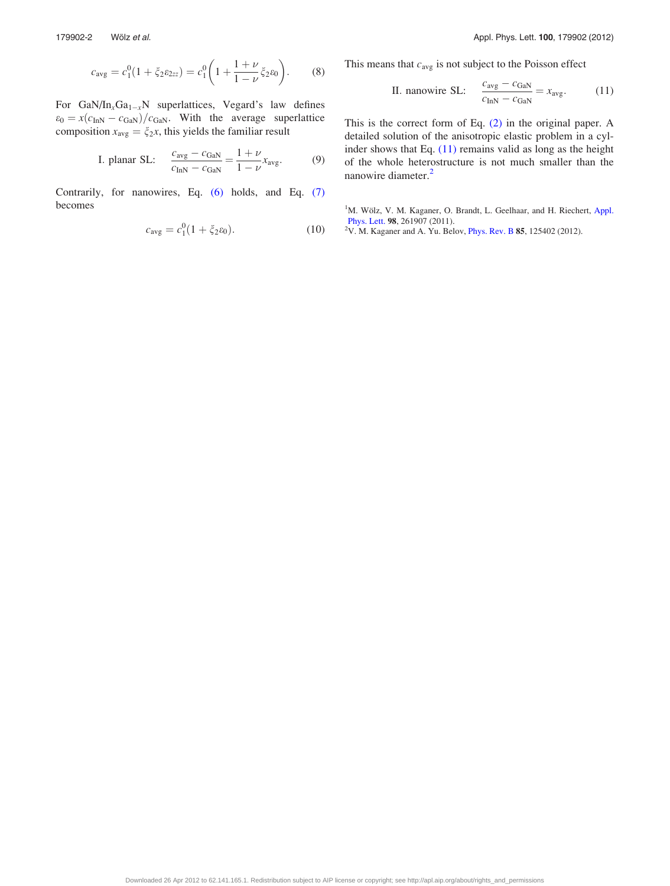$$c_{\text{avg}} = c_1^0(1 + \xi_2 \varepsilon_{2zz}) = c_1^0\left(1 + \frac{1+\nu}{1-\nu}\xi_2 \varepsilon_0\right). \tag{8}$$

For GaN/$In_xGa_{1-x}N$ superlattices, Vegard's law defines $\varepsilon_0 = x(c_{\text{InN}} - c_{\text{GaN}})/c_{\text{GaN}}$. With the average superlattice composition $x_{\text{avg}} = \xi_2 x$, this yields the familiar result

$$\text{I. planar SL:} \quad \frac{c_{\text{avg}} - c_{\text{GaN}}}{c_{\text{InN}} - c_{\text{GaN}}} = \frac{1+\nu}{1-\nu} x_{\text{avg}}. \tag{9}$$

Contrarily, for nanowires, Eq. (6) holds, and Eq. (7) becomes

$$c_{\text{avg}} = c_1^0(1 + \xi_2 \varepsilon_0). \tag{10}$$

This means that $c_{\text{avg}}$ is not subject to the Poisson effect

$$\text{II. nanowire SL:} \quad \frac{c_{\text{avg}} - c_{\text{GaN}}}{c_{\text{InN}} - c_{\text{GaN}}} = x_{\text{avg}}. \tag{11}$$

This is the correct form of Eq. (2) in the original paper. A detailed solution of the anisotropic elastic problem in a cylinder shows that Eq. (11) remains valid as long as the height of the whole heterostructure is not much smaller than the nanowire diameter.[2]

[1] M. Wölz, V. M. Kaganer, O. Brandt, L. Geelhaar, and H. Riechert, Appl. Phys. Lett. **98**, 261907 (2011).

[2] V. M. Kaganer and A. Yu. Belov, Phys. Rev. B **85**, 125402 (2012).